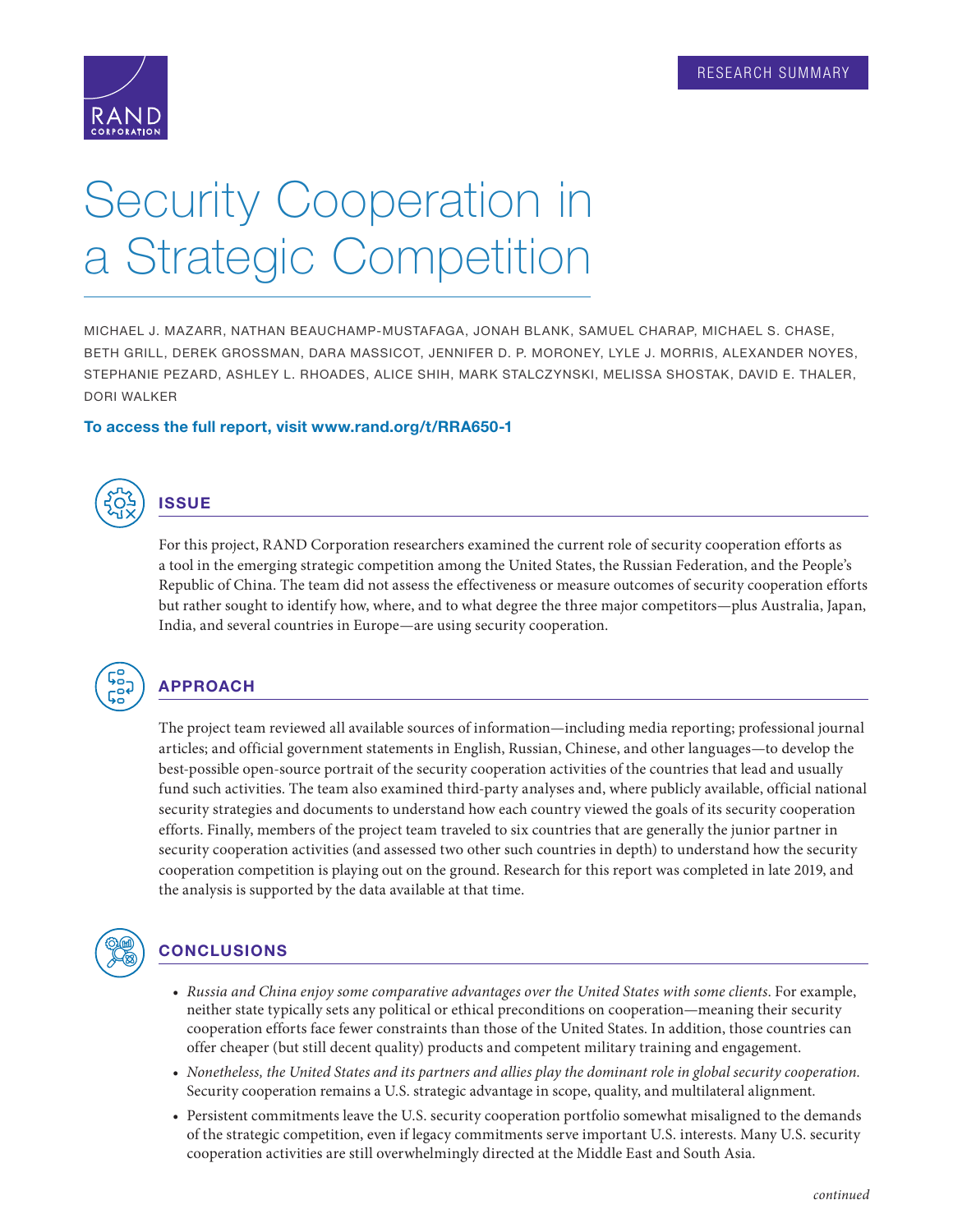RESEARCH SUMMARY

# Security Cooperation in a Strategic Competition

MICHAEL J. MAZARR, NATHAN BEAUCHAMP-MUSTAFAGA, JONAH BLANK, SAMUEL CHARAP, MICHAEL S. CHASE, BETH GRILL, DEREK GROSSMAN, DARA MASSICOT, JENNIFER D. P. MORONEY, LYLE J. MORRIS, ALEXANDER NOYES, STEPHANIE PEZARD, ASHLEY L. RHOADES, ALICE SHIH, MARK STALCZYNSKI, MELISSA SHOSTAK, DAVID E. THALER, DORI WALKER

**To access the full report, visit www.rand.org/t/RRA650-1**

## ISSUE

For this project, RAND Corporation researchers examined the current role of security cooperation efforts as a tool in the emerging strategic competition among the United States, the Russian Federation, and the People's Republic of China. The team did not assess the effectiveness or measure outcomes of security cooperation efforts but rather sought to identify how, where, and to what degree the three major competitors—plus Australia, Japan, India, and several countries in Europe—are using security cooperation.

## APPROACH

The project team reviewed all available sources of information—including media reporting; professional journal articles; and official government statements in English, Russian, Chinese, and other languages—to develop the best-possible open-source portrait of the security cooperation activities of the countries that lead and usually fund such activities. The team also examined third-party analyses and, where publicly available, official national security strategies and documents to understand how each country viewed the goals of its security cooperation efforts. Finally, members of the project team traveled to six countries that are generally the junior partner in security cooperation activities (and assessed two other such countries in depth) to understand how the security cooperation competition is playing out on the ground. Research for this report was completed in late 2019, and the analysis is supported by the data available at that time.

## CONCLUSIONS

- *Russia and China enjoy some comparative advantages over the United States with some clients.* For example, neither state typically sets any political or ethical preconditions on cooperation—meaning their security cooperation efforts face fewer constraints than those of the United States. In addition, those countries can offer cheaper (but still decent quality) products and competent military training and engagement.
- *Nonetheless, the United States and its partners and allies play the dominant role in global security cooperation.* Security cooperation remains a U.S. strategic advantage in scope, quality, and multilateral alignment.
- Persistent commitments leave the U.S. security cooperation portfolio somewhat misaligned to the demands of the strategic competition, even if legacy commitments serve important U.S. interests. Many U.S. security cooperation activities are still overwhelmingly directed at the Middle East and South Asia.

*continued*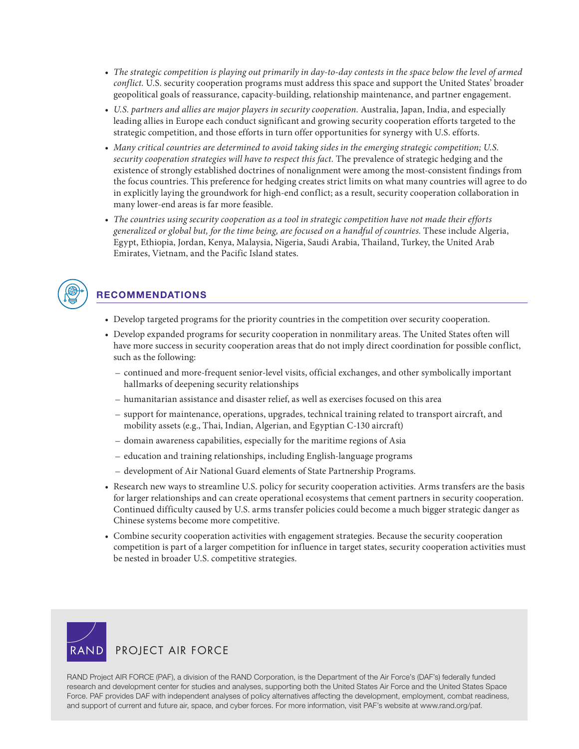- *The strategic competition is playing out primarily in day-to-day contests in the space below the level of armed conflict.* U.S. security cooperation programs must address this space and support the United States' broader geopolitical goals of reassurance, capacity-building, relationship maintenance, and partner engagement.
- *U.S. partners and allies are major players in security cooperation.* Australia, Japan, India, and especially leading allies in Europe each conduct significant and growing security cooperation efforts targeted to the strategic competition, and those efforts in turn offer opportunities for synergy with U.S. efforts.
- *Many critical countries are determined to avoid taking sides in the emerging strategic competition; U.S. security cooperation strategies will have to respect this fact.* The prevalence of strategic hedging and the existence of strongly established doctrines of nonalignment were among the most-consistent findings from the focus countries. This preference for hedging creates strict limits on what many countries will agree to do in explicitly laying the groundwork for high-end conflict; as a result, security cooperation collaboration in many lower-end areas is far more feasible.
- *The countries using security cooperation as a tool in strategic competition have not made their efforts generalized or global but, for the time being, are focused on a handful of countries.* These include Algeria, Egypt, Ethiopia, Jordan, Kenya, Malaysia, Nigeria, Saudi Arabia, Thailand, Turkey, the United Arab Emirates, Vietnam, and the Pacific Island states.

## RECOMMENDATIONS

- Develop targeted programs for the priority countries in the competition over security cooperation.
- Develop expanded programs for security cooperation in nonmilitary areas. The United States often will have more success in security cooperation areas that do not imply direct coordination for possible conflict, such as the following:
  - continued and more-frequent senior-level visits, official exchanges, and other symbolically important hallmarks of deepening security relationships
  - humanitarian assistance and disaster relief, as well as exercises focused on this area
  - support for maintenance, operations, upgrades, technical training related to transport aircraft, and mobility assets (e.g., Thai, Indian, Algerian, and Egyptian C-130 aircraft)
  - domain awareness capabilities, especially for the maritime regions of Asia
  - education and training relationships, including English-language programs
  - development of Air National Guard elements of State Partnership Programs.
- Research new ways to streamline U.S. policy for security cooperation activities. Arms transfers are the basis for larger relationships and can create operational ecosystems that cement partners in security cooperation. Continued difficulty caused by U.S. arms transfer policies could become a much bigger strategic danger as Chinese systems become more competitive.
- Combine security cooperation activities with engagement strategies. Because the security cooperation competition is part of a larger competition for influence in target states, security cooperation activities must be nested in broader U.S. competitive strategies.

RAND PROJECT AIR FORCE

RAND Project AIR FORCE (PAF), a division of the RAND Corporation, is the Department of the Air Force's (DAF's) federally funded research and development center for studies and analyses, supporting both the United States Air Force and the United States Space Force. PAF provides DAF with independent analyses of policy alternatives affecting the development, employment, combat readiness, and support of current and future air, space, and cyber forces. For more information, visit PAF's website at www.rand.org/paf.